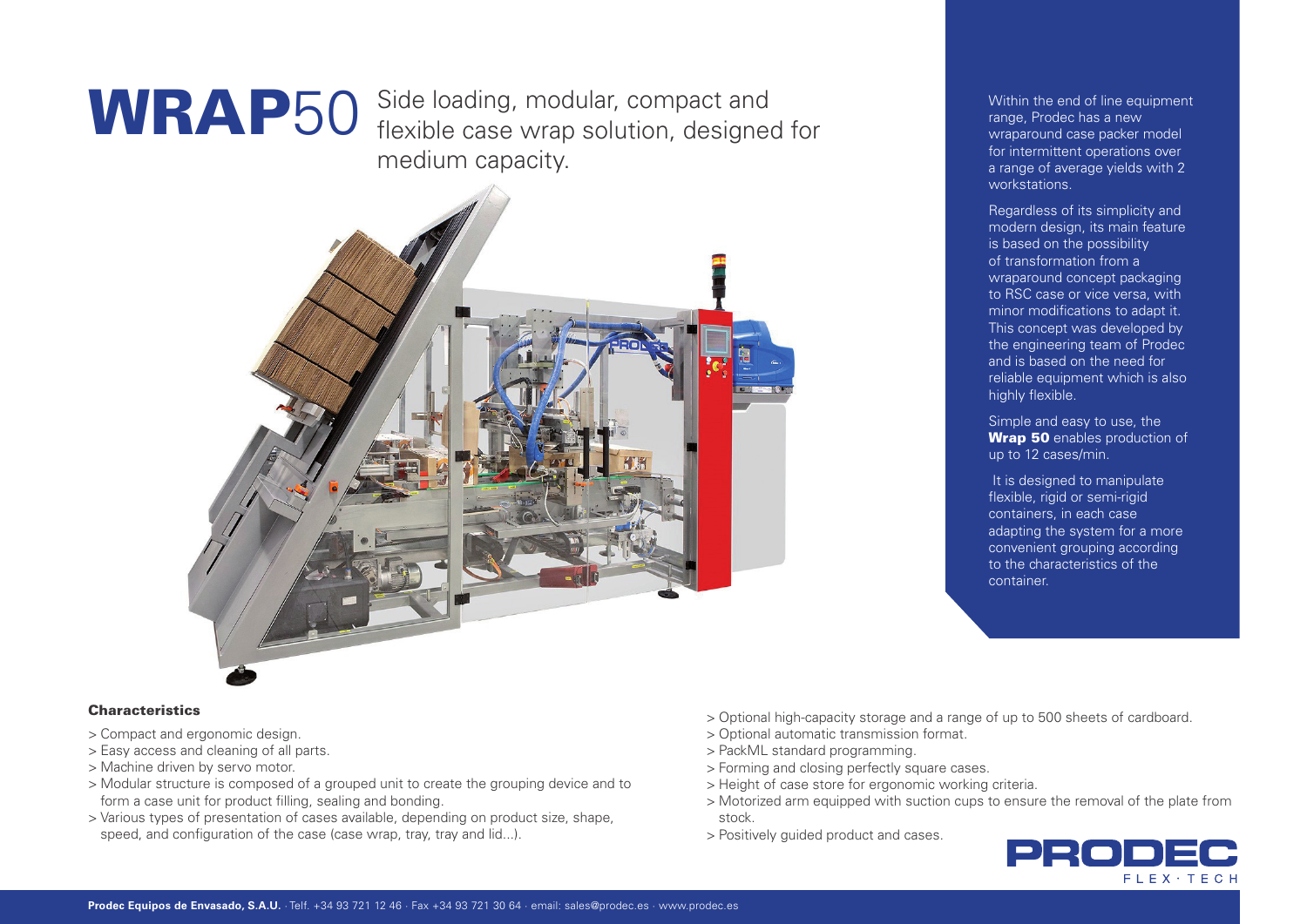# WRAP50

Side loading, modular, compact and flexible case wrap solution, designed for medium capacity.

Within the end of line equipment range, Prodec has a new wraparound case packer model for intermittent operations over a range of average yields with 2 workstations.

Regardless of its simplicity and modern design, its main feature is based on the possibility of transformation from a wraparound concept packaging to RSC case or vice versa, with minor modifications to adapt it. This concept was developed by the engineering team of Prodec and is based on the need for reliable equipment which is also highly flexible.

Simple and easy to use, the **Wrap 50** enables production of up to 12 cases/min.

It is designed to manipulate flexible, rigid or semi-rigid containers, in each case adapting the system for a more convenient grouping according to the characteristics of the container.

### Characteristics

> Compact and ergonomic design.
> Easy access and cleaning of all parts.
> Machine driven by servo motor.
> Modular structure is composed of a grouped unit to create the grouping device and to form a case unit for product filling, sealing and bonding.
> Various types of presentation of cases available, depending on product size, shape, speed, and configuration of the case (case wrap, tray, tray and lid...).
> Optional high-capacity storage and a range of up to 500 sheets of cardboard.
> Optional automatic transmission format.
> PackML standard programming.
> Forming and closing perfectly square cases.
> Height of case store for ergonomic working criteria.
> Motorized arm equipped with suction cups to ensure the removal of the plate from stock.
> Positively guided product and cases.

PRODEC FLEX·TECH

**Prodec Equipos de Envasado, S.A.U.** · Telf. +34 93 721 12 46 · Fax +34 93 721 30 64 · email: sales@prodec.es · www.prodec.es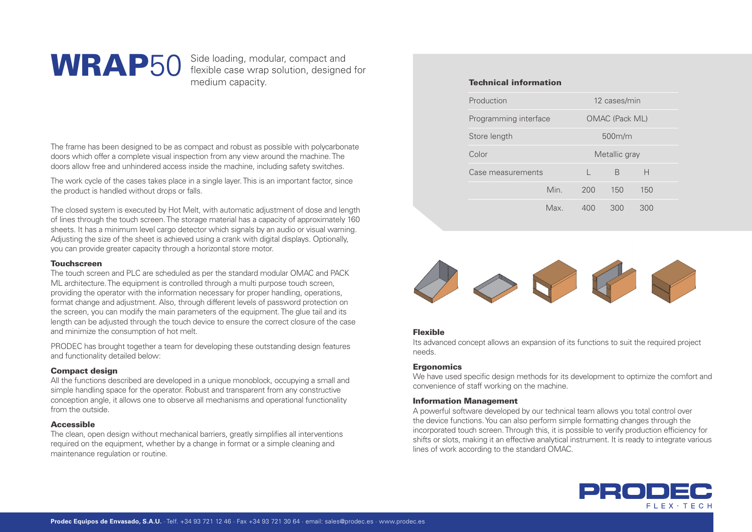# WRAP50

Side loading, modular, compact and flexible case wrap solution, designed for medium capacity.

The frame has been designed to be as compact and robust as possible with polycarbonate doors which offer a complete visual inspection from any view around the machine. The doors allow free and unhindered access inside the machine, including safety switches.

The work cycle of the cases takes place in a single layer. This is an important factor, since the product is handled without drops or falls.

The closed system is executed by Hot Melt, with automatic adjustment of dose and length of lines through the touch screen. The storage material has a capacity of approximately 160 sheets. It has a minimum level cargo detector which signals by an audio or visual warning. Adjusting the size of the sheet is achieved using a crank with digital displays. Optionally, you can provide greater capacity through a horizontal store motor.

**Touchscreen**
The touch screen and PLC are scheduled as per the standard modular OMAC and PACK ML architecture. The equipment is controlled through a multi purpose touch screen, providing the operator with the information necessary for proper handling, operations, format change and adjustment. Also, through different levels of password protection on the screen, you can modify the main parameters of the equipment. The glue tail and its length can be adjusted through the touch device to ensure the correct closure of the case and minimize the consumption of hot melt.

PRODEC has brought together a team for developing these outstanding design features and functionality detailed below:

**Compact design**
All the functions described are developed in a unique monoblock, occupying a small and simple handling space for the operator. Robust and transparent from any constructive conception angle, it allows one to observe all mechanisms and operational functionality from the outside.

**Accessible**
The clean, open design without mechanical barriers, greatly simplifies all interventions required on the equipment, whether by a change in format or a simple cleaning and maintenance regulation or routine.

**Technical information**

| | | | | |
|---|---|---|---|---|
| Production | | 12 cases/min | | |
| Programming interface | | OMAC (Pack ML) | | |
| Store length | | 500m/m | | |
| Color | | Metallic gray | | |
| Case measurements | | L | B | H |
| | Min. | 200 | 150 | 150 |
| | Max. | 400 | 300 | 300 |

**Flexible**
Its advanced concept allows an expansion of its functions to suit the required project needs.

**Ergonomics**
We have used specific design methods for its development to optimize the comfort and convenience of staff working on the machine.

**Information Management**
A powerful software developed by our technical team allows you total control over the device functions. You can also perform simple formatting changes through the incorporated touch screen. Through this, it is possible to verify production efficiency for shifts or slots, making it an effective analytical instrument. It is ready to integrate various lines of work according to the standard OMAC.

PRODEC FLEX · TECH

**Prodec Equipos de Envasado, S.A.U.** · Telf. +34 93 721 12 46 · Fax +34 93 721 30 64 · email: sales@prodec.es · www.prodec.es